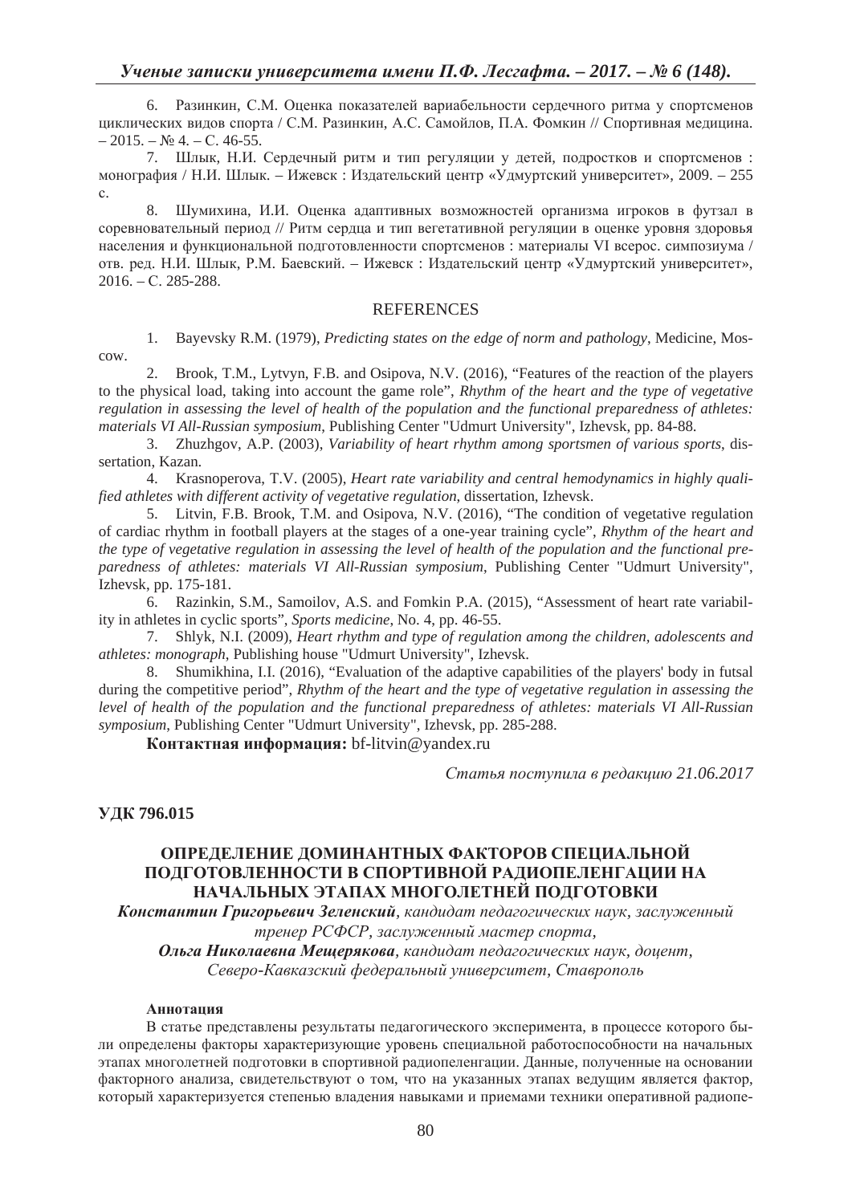6. Разинкин, С.М. Оценка показателей вариабельности сердечного ритма у спортсменов циклических видов спорта / С.М. Разинкин, А.С. Самойлов, П.А. Фомкин // Спортивная медицина. – 2015. – № 4. – С. 46-55.

7. Шлык, Н.И. Сердечный ритм и тип регуляции у детей, подростков и спортсменов : монография / Н.И. Шлык. – Ижевск : Издательский центр «Удмуртский университет», 2009. – 255 с.

8. Шумихина, И.И. Оценка адаптивных возможностей организма игроков в футзал в соревновательный период // Ритм сердца и тип вегетативной регуляции в оценке уровня здоровья населения и функциональной подготовленности спортсменов : материалы VI всерос. симпозиума / отв. ред. Н.И. Шлык, Р.М. Баевский. – Ижевск : Издательский центр «Удмуртский университет», 2016. – С. 285-288.

## REFERENCES

1. Bayevsky R.M. (1979), *Predicting states on the edge of norm and pathology*, Medicine, Moscow.

2. Brook, T.M., Lytvyn, F.B. and Osipova, N.V. (2016), "Features of the reaction of the players to the physical load, taking into account the game role", *Rhythm of the heart and the type of vegetative regulation in assessing the level of health of the population and the functional preparedness of athletes: materials VI All-Russian symposium*, Publishing Center "Udmurt University", Izhevsk, pp. 84-88.

3. Zhuzhgov, A.P. (2003), *Variability of heart rhythm among sportsmen of various sports*, dissertation, Kazan.

4. Krasnoperova, T.V. (2005), *Heart rate variability and central hemodynamics in highly qualified athletes with different activity of vegetative regulation*, dissertation, Izhevsk.

5. Litvin, F.B. Brook, T.M. and Osipova, N.V. (2016), "The condition of vegetative regulation of cardiac rhythm in football players at the stages of a one-year training cycle", *Rhythm of the heart and the type of vegetative regulation in assessing the level of health of the population and the functional preparedness of athletes: materials VI All-Russian symposium*, Publishing Center "Udmurt University", Izhevsk, pp. 175-181.

6. Razinkin, S.M., Samoilov, A.S. and Fomkin P.A. (2015), "Assessment of heart rate variability in athletes in cyclic sports", *Sports medicine*, No. 4, pp. 46-55.

7. Shlyk, N.I. (2009), *Heart rhythm and type of regulation among the children, adolescents and athletes: monograph*, Publishing house "Udmurt University", Izhevsk.

8. Shumikhina, I.I. (2016), "Evaluation of the adaptive capabilities of the players' body in futsal during the competitive period", *Rhythm of the heart and the type of vegetative regulation in assessing the level of health of the population and the functional preparedness of athletes: materials VI All-Russian symposium*, Publishing Center "Udmurt University", Izhevsk, pp. 285-288.

**Контактная информация:** bf-litvin@yandex.ru

*Статья поступила в редакцию 21.06.2017*

**УДК 796.015**

# ОПРЕДЕЛЕНИЕ ДОМИНАНТНЫХ ФАКТОРОВ СПЕЦИАЛЬНОЙ ПОДГОТОВЛЕННОСТИ В СПОРТИВНОЙ РАДИОПЕЛЕНГАЦИИ НА НАЧАЛЬНЫХ ЭТАПАХ МНОГОЛЕТНЕЙ ПОДГОТОВКИ

***Константин Григорьевич Зеленский****, кандидат педагогических наук, заслуженный тренер РСФСР, заслуженный мастер спорта,*

***Ольга Николаевна Мещерякова****, кандидат педагогических наук, доцент,*

*Северо-Кавказский федеральный университет, Ставрополь*

**Аннотация**

В статье представлены результаты педагогического эксперимента, в процессе которого были определены факторы характеризующие уровень специальной работоспособности на начальных этапах многолетней подготовки в спортивной радиопеленгации. Данные, полученные на основании факторного анализа, свидетельствуют о том, что на указанных этапах ведущим является фактор, который характеризуется степенью владения навыками и приемами техники оперативной радиопе-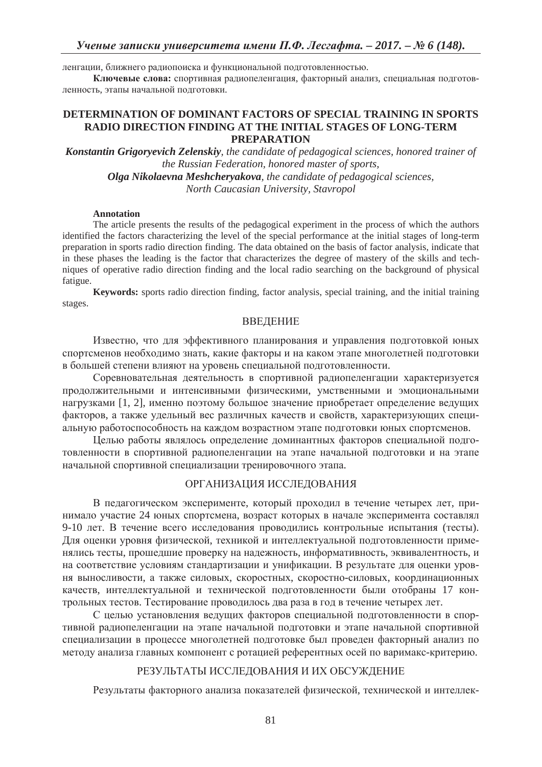ленгации, ближнего радиопоиска и функциональной подготовленностью.

**Ключевые слова:** спортивная радиопеленгация, факторный анализ, специальная подготовленность, этапы начальной подготовки.

## DETERMINATION OF DOMINANT FACTORS OF SPECIAL TRAINING IN SPORTS RADIO DIRECTION FINDING AT THE INITIAL STAGES OF LONG-TERM PREPARATION

***Konstantin Grigoryevich Zelenskiy**, the candidate of pedagogical sciences, honored trainer of the Russian Federation, honored master of sports,*
***Olga Nikolaevna Meshcheryakova**, the candidate of pedagogical sciences,*
*North Caucasian University, Stavropol*

**Annotation**

The article presents the results of the pedagogical experiment in the process of which the authors identified the factors characterizing the level of the special performance at the initial stages of long-term preparation in sports radio direction finding. The data obtained on the basis of factor analysis, indicate that in these phases the leading is the factor that characterizes the degree of mastery of the skills and techniques of operative radio direction finding and the local radio searching on the background of physical fatigue.

**Keywords:** sports radio direction finding, factor analysis, special training, and the initial training stages.

## ВВЕДЕНИЕ

Известно, что для эффективного планирования и управления подготовкой юных спортсменов необходимо знать, какие факторы и на каком этапе многолетней подготовки в большей степени влияют на уровень специальной подготовленности.

Соревновательная деятельность в спортивной радиопеленгации характеризуется продолжительными и интенсивными физическими, умственными и эмоциональными нагрузками [1, 2], именно поэтому большое значение приобретает определение ведущих факторов, а также удельный вес различных качеств и свойств, характеризующих специальную работоспособность на каждом возрастном этапе подготовки юных спортсменов.

Целью работы являлось определение доминантных факторов специальной подготовленности в спортивной радиопеленгации на этапе начальной подготовки и на этапе начальной спортивной специализации тренировочного этапа.

## ОРГАНИЗАЦИЯ ИССЛЕДОВАНИЯ

В педагогическом эксперименте, который проходил в течение четырех лет, принимало участие 24 юных спортсмена, возраст которых в начале эксперимента составлял 9-10 лет. В течение всего исследования проводились контрольные испытания (тесты). Для оценки уровня физической, техникой и интеллектуальной подготовленности применялись тесты, прошедшие проверку на надежность, информативность, эквивалентность, и на соответствие условиям стандартизации и унификации. В результате для оценки уровня выносливости, а также силовых, скоростных, скоростно-силовых, координационных качеств, интеллектуальной и технической подготовленности были отобраны 17 контрольных тестов. Тестирование проводилось два раза в год в течение четырех лет.

С целью установления ведущих факторов специальной подготовленности в спортивной радиопеленгации на этапе начальной подготовки и этапе начальной спортивной специализации в процессе многолетней подготовке был проведен факторный анализ по методу анализа главных компонент с ротацией референтных осей по варимакс-критерию.

## РЕЗУЛЬТАТЫ ИССЛЕДОВАНИЯ И ИХ ОБСУЖДЕНИЕ

Результаты факторного анализа показателей физической, технической и интеллек-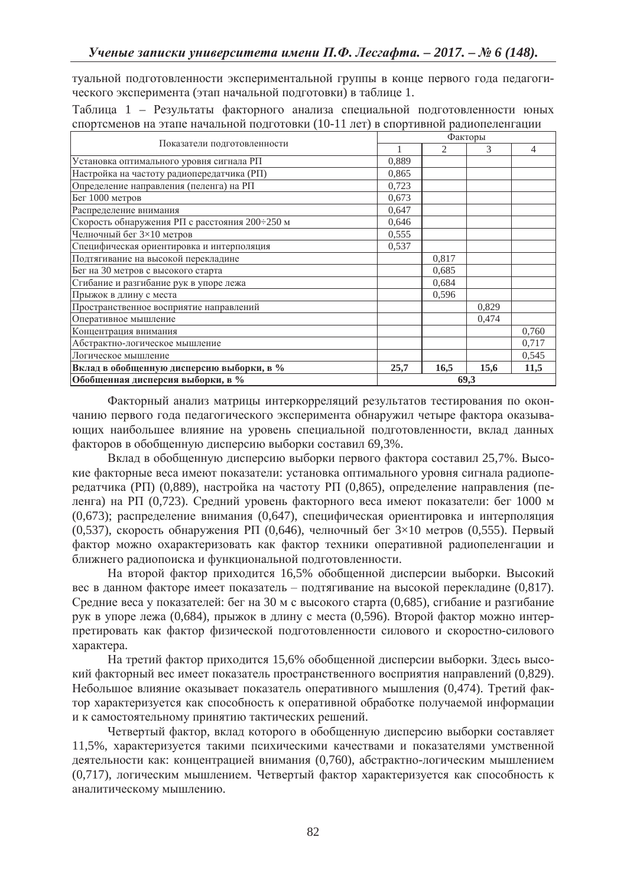туальной подготовленности экспериментальной группы в конце первого года педагогического эксперимента (этап начальной подготовки) в таблице 1.

Таблица 1 – Результаты факторного анализа специальной подготовленности юных спортсменов на этапе начальной подготовки (10-11 лет) в спортивной радиопеленгации

| Показатели подготовленности | Факторы | | | |
|---|---|---|---|---|
| | 1 | 2 | 3 | 4 |
| Установка оптимального уровня сигнала РП | 0,889 | | | |
| Настройка на частоту радиопередатчика (РП) | 0,865 | | | |
| Определение направления (пеленга) на РП | 0,723 | | | |
| Бег 1000 метров | 0,673 | | | |
| Распределение внимания | 0,647 | | | |
| Скорость обнаружения РП с расстояния 200÷250 м | 0,646 | | | |
| Челночный бег 3×10 метров | 0,555 | | | |
| Специфическая ориентировка и интерполяция | 0,537 | | | |
| Подтягивание на высокой перекладине | | 0,817 | | |
| Бег на 30 метров с высокого старта | | 0,685 | | |
| Сгибание и разгибание рук в упоре лежа | | 0,684 | | |
| Прыжок в длину с места | | 0,596 | | |
| Пространственное восприятие направлений | | | 0,829 | |
| Оперативное мышление | | | 0,474 | |
| Концентрация внимания | | | | 0,760 |
| Абстрактно-логическое мышление | | | | 0,717 |
| Логическое мышление | | | | 0,545 |
| **Вклад в обобщенную дисперсию выборки, в %** | **25,7** | **16,5** | **15,6** | **11,5** |
| **Обобщенная дисперсия выборки, в %** | **69,3** | | | |

Факторный анализ матрицы интеркорреляций результатов тестирования по окончанию первого года педагогического эксперимента обнаружил четыре фактора оказывающих наибольшее влияние на уровень специальной подготовленности, вклад данных факторов в обобщенную дисперсию выборки составил 69,3%.

Вклад в обобщенную дисперсию выборки первого фактора составил 25,7%. Высокие факторные веса имеют показатели: установка оптимального уровня сигнала радиопередатчика (РП) (0,889), настройка на частоту РП (0,865), определение направления (пеленга) на РП (0,723). Средний уровень факторного веса имеют показатели: бег 1000 м (0,673); распределение внимания (0,647), специфическая ориентировка и интерполяция (0,537), скорость обнаружения РП (0,646), челночный бег 3×10 метров (0,555). Первый фактор можно охарактеризовать как фактор техники оперативной радиопеленгации и ближнего радиопоиска и функциональной подготовленности.

На второй фактор приходится 16,5% обобщенной дисперсии выборки. Высокий вес в данном факторе имеет показатель – подтягивание на высокой перекладине (0,817). Средние веса у показателей: бег на 30 м с высокого старта (0,685), сгибание и разгибание рук в упоре лежа (0,684), прыжок в длину с места (0,596). Второй фактор можно интерпретировать как фактор физической подготовленности силового и скоростно-силового характера.

На третий фактор приходится 15,6% обобщенной дисперсии выборки. Здесь высокий факторный вес имеет показатель пространственного восприятия направлений (0,829). Небольшое влияние оказывает показатель оперативного мышления (0,474). Третий фактор характеризуется как способность к оперативной обработке получаемой информации и к самостоятельному принятию тактических решений.

Четвертый фактор, вклад которого в обобщенную дисперсию выборки составляет 11,5%, характеризуется такими психическими качествами и показателями умственной деятельности как: концентрацией внимания (0,760), абстрактно-логическим мышлением (0,717), логическим мышлением. Четвертый фактор характеризуется как способность к аналитическому мышлению.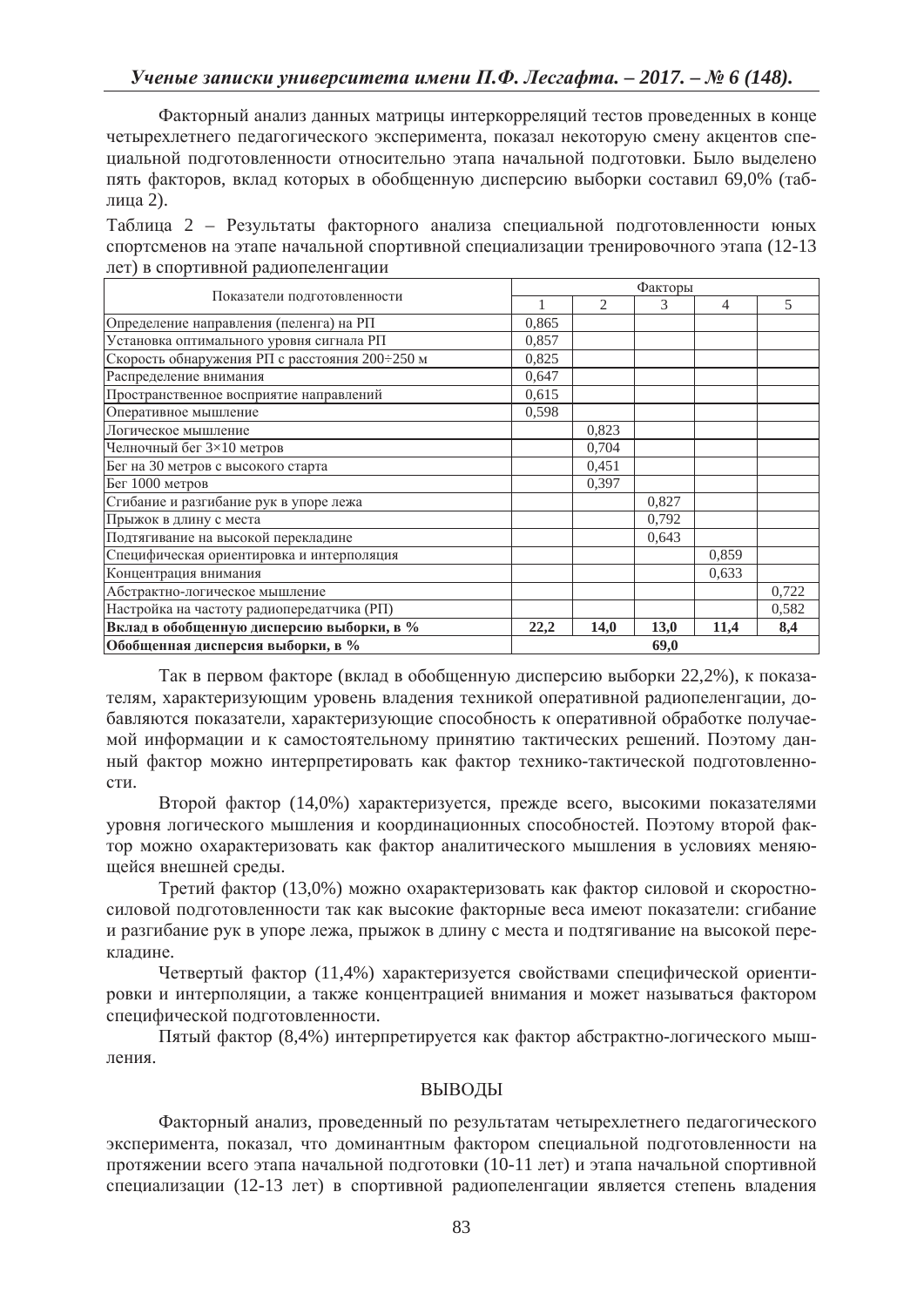Факторный анализ данных матрицы интеркорреляций тестов проведенных в конце четырехлетнего педагогического эксперимента, показал некоторую смену акцентов специальной подготовленности относительно этапа начальной подготовки. Было выделено пять факторов, вклад которых в обобщенную дисперсию выборки составил 69,0% (таблица 2).

Таблица 2 – Результаты факторного анализа специальной подготовленности юных спортсменов на этапе начальной спортивной специализации тренировочного этапа (12-13 лет) в спортивной радиопеленгации

| Показатели подготовленности | Факторы | | | | |
|---|---|---|---|---|---|
| | 1 | 2 | 3 | 4 | 5 |
| Определение направления (пеленга) на РП | 0,865 | | | | |
| Установка оптимального уровня сигнала РП | 0,857 | | | | |
| Скорость обнаружения РП с расстояния 200÷250 м | 0,825 | | | | |
| Распределение внимания | 0,647 | | | | |
| Пространственное восприятие направлений | 0,615 | | | | |
| Оперативное мышление | 0,598 | | | | |
| Логическое мышление | | 0,823 | | | |
| Челночный бег 3×10 метров | | 0,704 | | | |
| Бег на 30 метров с высокого старта | | 0,451 | | | |
| Бег 1000 метров | | 0,397 | | | |
| Сгибание и разгибание рук в упоре лежа | | | 0,827 | | |
| Прыжок в длину с места | | | 0,792 | | |
| Подтягивание на высокой перекладине | | | 0,643 | | |
| Специфическая ориентировка и интерполяция | | | | 0,859 | |
| Концентрация внимания | | | | 0,633 | |
| Абстрактно-логическое мышление | | | | | 0,722 |
| Настройка на частоту радиопередатчика (РП) | | | | | 0,582 |
| **Вклад в обобщенную дисперсию выборки, в %** | **22,2** | **14,0** | **13,0** | **11,4** | **8,4** |
| **Обобщенная дисперсия выборки, в %** | **69,0** | | | | |

Так в первом факторе (вклад в обобщенную дисперсию выборки 22,2%), к показателям, характеризующим уровень владения техникой оперативной радиопеленгации, добавляются показатели, характеризующие способность к оперативной обработке получаемой информации и к самостоятельному принятию тактических решений. Поэтому данный фактор можно интерпретировать как фактор технико-тактической подготовленности.

Второй фактор (14,0%) характеризуется, прежде всего, высокими показателями уровня логического мышления и координационных способностей. Поэтому второй фактор можно охарактеризовать как фактор аналитического мышления в условиях меняющейся внешней среды.

Третий фактор (13,0%) можно охарактеризовать как фактор силовой и скоростно-силовой подготовленности так как высокие факторные веса имеют показатели: сгибание и разгибание рук в упоре лежа, прыжок в длину с места и подтягивание на высокой перекладине.

Четвертый фактор (11,4%) характеризуется свойствами специфической ориентировки и интерполяции, а также концентрацией внимания и может называться фактором специфической подготовленности.

Пятый фактор (8,4%) интерпретируется как фактор абстрактно-логического мышления.

## ВЫВОДЫ

Факторный анализ, проведенный по результатам четырехлетнего педагогического эксперимента, показал, что доминантным фактором специальной подготовленности на протяжении всего этапа начальной подготовки (10-11 лет) и этапа начальной спортивной специализации (12-13 лет) в спортивной радиопеленгации является степень владения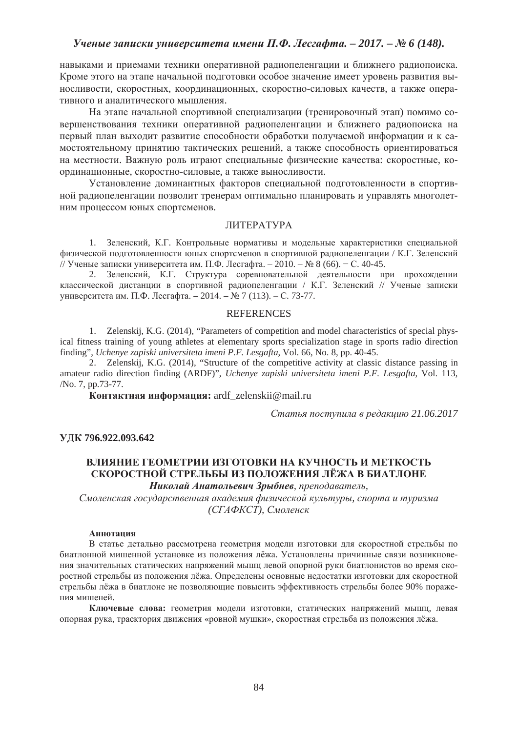навыками и приемами техники оперативной радиопеленгации и ближнего радиопоиска. Кроме этого на этапе начальной подготовки особое значение имеет уровень развития выносливости, скоростных, координационных, скоростно-силовых качеств, а также оперативного и аналитического мышления.

На этапе начальной спортивной специализации (тренировочный этап) помимо совершенствования техники оперативной радиопеленгации и ближнего радиопоиска на первый план выходит развитие способности обработки получаемой информации и к самостоятельному принятию тактических решений, а также способность ориентироваться на местности. Важную роль играют специальные физические качества: скоростные, координационные, скоростно-силовые, а также выносливости.

Установление доминантных факторов специальной подготовленности в спортивной радиопеленгации позволит тренерам оптимально планировать и управлять многолетним процессом юных спортсменов.

### ЛИТЕРАТУРА

1. Зеленский, К.Г. Контрольные нормативы и модельные характеристики специальной физической подготовленности юных спортсменов в спортивной радиопеленгации / К.Г. Зеленский // Ученые записки университета им. П.Ф. Лесгафта. – 2010. – № 8 (66). − С. 40-45.
2. Зеленский, К.Г. Структура соревновательной деятельности при прохождении классической дистанции в спортивной радиопеленгации / К.Г. Зеленский // Ученые записки университета им. П.Ф. Лесгафта. – 2014. – № 7 (113). – С. 73-77.

### REFERENCES

1. Zelenskij, K.G. (2014), "Parameters of competition and model characteristics of special physical fitness training of young athletes at elementary sports specialization stage in sports radio direction finding", *Uchenye zapiski universiteta imeni P.F. Lesgafta*, Vol. 66, No. 8, pp. 40-45.
2. Zelenskij, K.G. (2014), "Structure of the competitive activity at classic distance passing in amateur radio direction finding (ARDF)", *Uchenye zapiski universiteta imeni P.F. Lesgafta*, Vol. 113, /No. 7, pp.73-77.

**Контактная информация:** ardf_zelenskii@mail.ru

*Статья поступила в редакцию 21.06.2017*

**УДК 796.922.093.642**

## ВЛИЯНИЕ ГЕОМЕТРИИ ИЗГОТОВКИ НА КУЧНОСТЬ И МЕТКОСТЬ СКОРОСТНОЙ СТРЕЛЬБЫ ИЗ ПОЛОЖЕНИЯ ЛЁЖА В БИАТЛОНЕ

***Николай Анатольевич Зрыбнев**, преподаватель,*
*Смоленская государственная академия физической культуры, спорта и туризма (СГАФКСТ), Смоленск*

**Аннотация**

В статье детально рассмотрена геометрия модели изготовки для скоростной стрельбы по биатлонной мишенной установке из положения лёжа. Установлены причинные связи возникновения значительных статических напряжений мышц левой опорной руки биатлонистов во время скоростной стрельбы из положения лёжа. Определены основные недостатки изготовки для скоростной стрельбы лёжа в биатлоне не позволяющие повысить эффективность стрельбы более 90% поражения мишеней.

**Ключевые слова:** геометрия модели изготовки, статических напряжений мышц, левая опорная рука, траектория движения «ровной мушки», скоростная стрельба из положения лёжа.